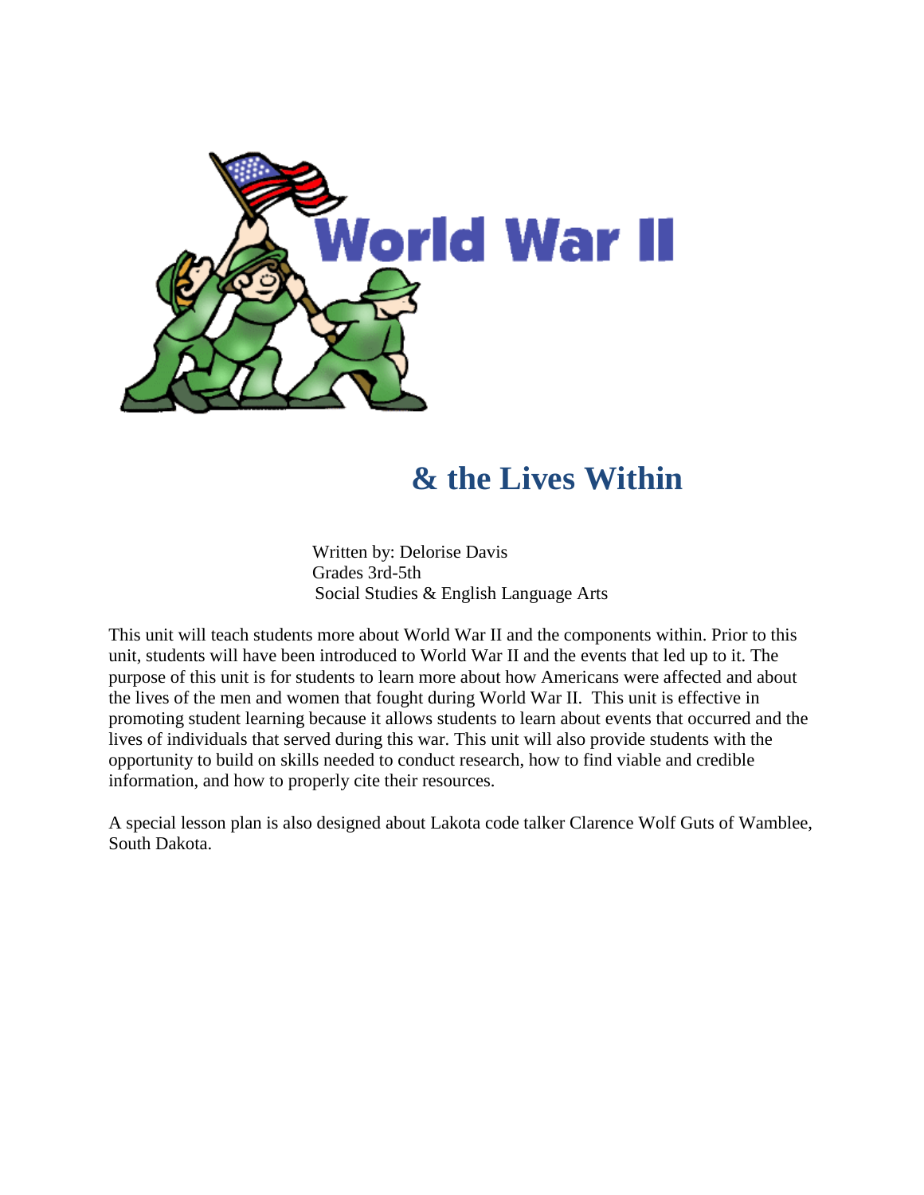# World War II

# & the Lives Within

Written by: Delorise Davis
Grades 3rd-5th
Social Studies & English Language Arts

This unit will teach students more about World War II and the components within. Prior to this unit, students will have been introduced to World War II and the events that led up to it. The purpose of this unit is for students to learn more about how Americans were affected and about the lives of the men and women that fought during World War II. This unit is effective in promoting student learning because it allows students to learn about events that occurred and the lives of individuals that served during this war. This unit will also provide students with the opportunity to build on skills needed to conduct research, how to find viable and credible information, and how to properly cite their resources.

A special lesson plan is also designed about Lakota code talker Clarence Wolf Guts of Wamblee, South Dakota.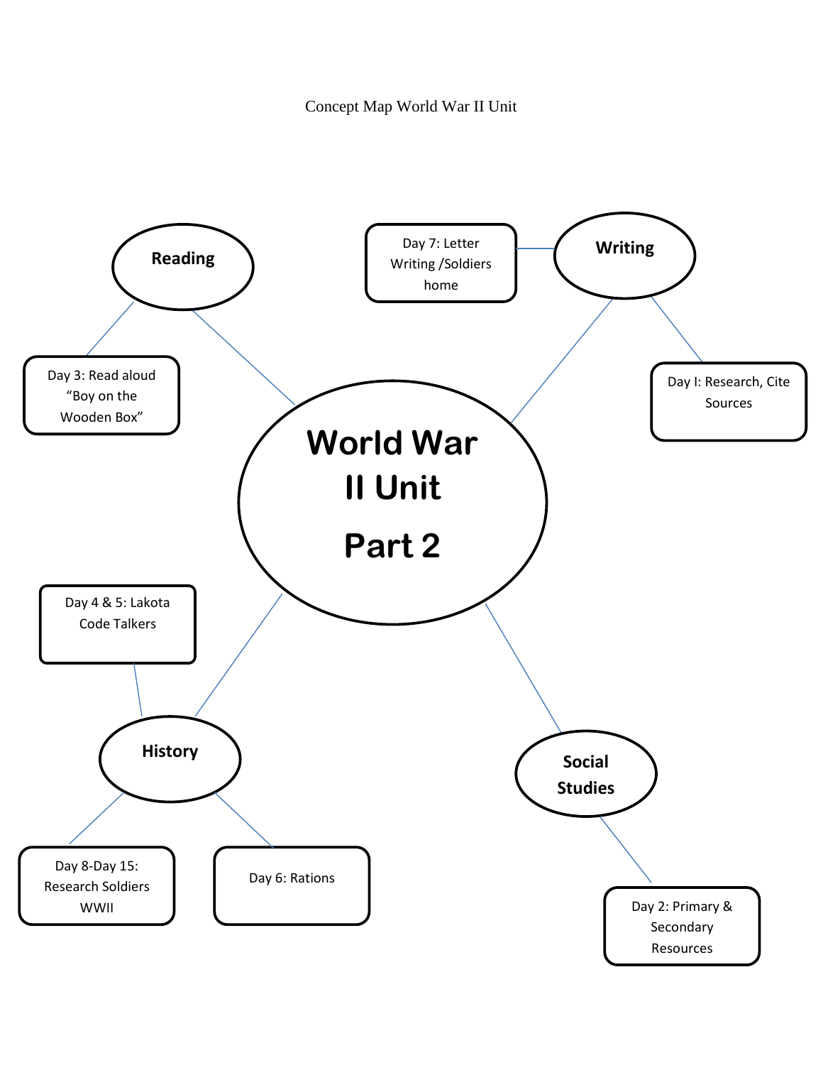Concept Map World War II Unit

# World War II Unit Part 2

- **Reading**
  - Day 3: Read aloud "Boy on the Wooden Box"
- **Writing**
  - Day 7: Letter Writing /Soldiers home
  - Day I: Research, Cite Sources
- **History**
  - Day 4 & 5: Lakota Code Talkers
  - Day 8-Day 15: Research Soldiers WWII
  - Day 6: Rations
- **Social Studies**
  - Day 2: Primary & Secondary Resources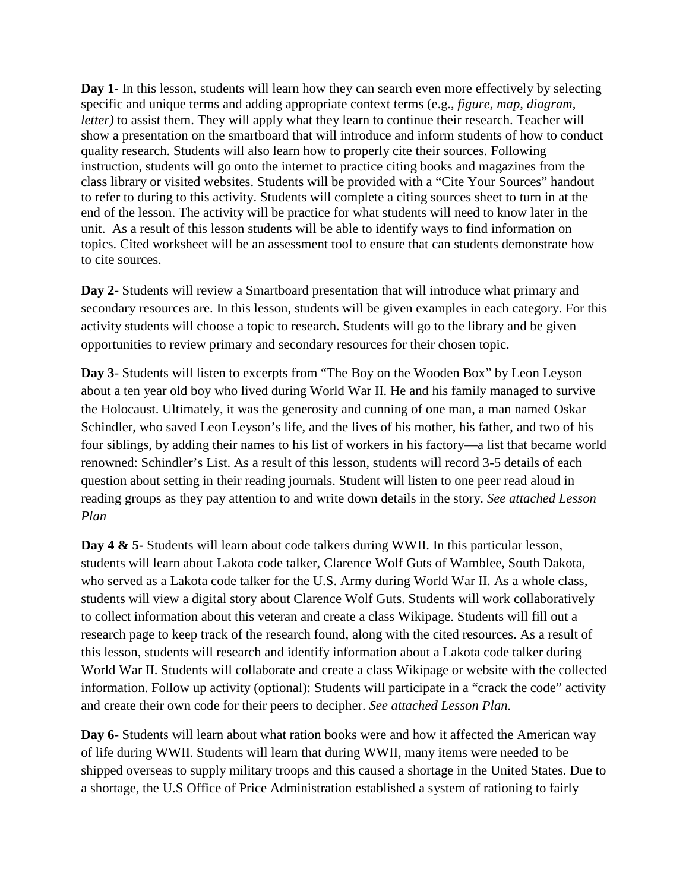**Day 1**- In this lesson, students will learn how they can search even more effectively by selecting specific and unique terms and adding appropriate context terms (e.g., *figure, map, diagram, letter)* to assist them. They will apply what they learn to continue their research. Teacher will show a presentation on the smartboard that will introduce and inform students of how to conduct quality research. Students will also learn how to properly cite their sources. Following instruction, students will go onto the internet to practice citing books and magazines from the class library or visited websites. Students will be provided with a "Cite Your Sources" handout to refer to during to this activity. Students will complete a citing sources sheet to turn in at the end of the lesson. The activity will be practice for what students will need to know later in the unit. As a result of this lesson students will be able to identify ways to find information on topics. Cited worksheet will be an assessment tool to ensure that can students demonstrate how to cite sources.

**Day 2**- Students will review a Smartboard presentation that will introduce what primary and secondary resources are. In this lesson, students will be given examples in each category. For this activity students will choose a topic to research. Students will go to the library and be given opportunities to review primary and secondary resources for their chosen topic.

**Day 3**- Students will listen to excerpts from "The Boy on the Wooden Box" by Leon Leyson about a ten year old boy who lived during World War II. He and his family managed to survive the Holocaust. Ultimately, it was the generosity and cunning of one man, a man named Oskar Schindler, who saved Leon Leyson's life, and the lives of his mother, his father, and two of his four siblings, by adding their names to his list of workers in his factory—a list that became world renowned: Schindler's List. As a result of this lesson, students will record 3-5 details of each question about setting in their reading journals. Student will listen to one peer read aloud in reading groups as they pay attention to and write down details in the story. *See attached Lesson Plan*

**Day 4 & 5-** Students will learn about code talkers during WWII. In this particular lesson, students will learn about Lakota code talker, Clarence Wolf Guts of Wamblee, South Dakota, who served as a Lakota code talker for the U.S. Army during World War II. As a whole class, students will view a digital story about Clarence Wolf Guts. Students will work collaboratively to collect information about this veteran and create a class Wikipage. Students will fill out a research page to keep track of the research found, along with the cited resources. As a result of this lesson, students will research and identify information about a Lakota code talker during World War II. Students will collaborate and create a class Wikipage or website with the collected information. Follow up activity (optional): Students will participate in a "crack the code" activity and create their own code for their peers to decipher. *See attached Lesson Plan.*

**Day 6**- Students will learn about what ration books were and how it affected the American way of life during WWII. Students will learn that during WWII, many items were needed to be shipped overseas to supply military troops and this caused a shortage in the United States. Due to a shortage, the U.S Office of Price Administration established a system of rationing to fairly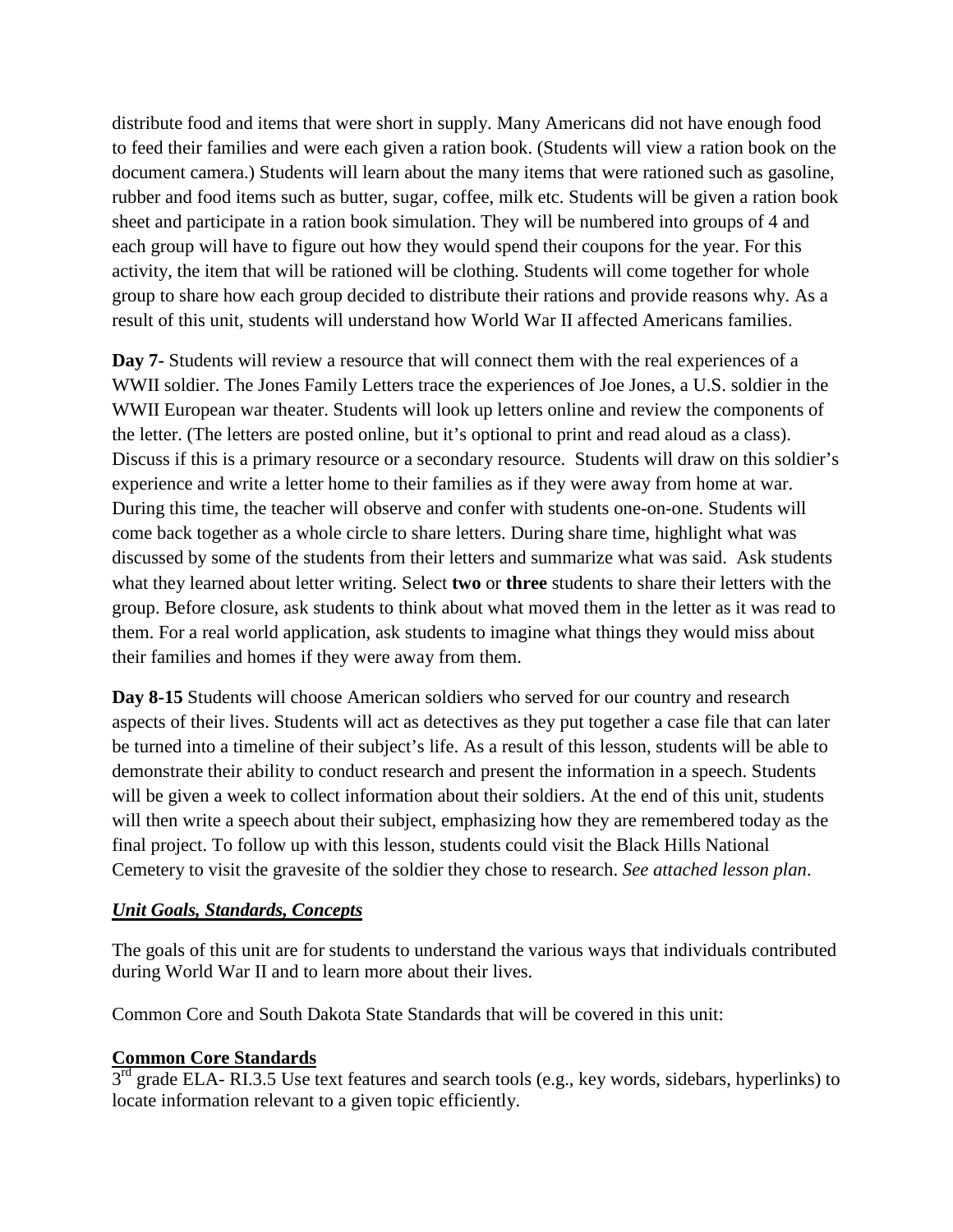distribute food and items that were short in supply. Many Americans did not have enough food to feed their families and were each given a ration book. (Students will view a ration book on the document camera.) Students will learn about the many items that were rationed such as gasoline, rubber and food items such as butter, sugar, coffee, milk etc. Students will be given a ration book sheet and participate in a ration book simulation. They will be numbered into groups of 4 and each group will have to figure out how they would spend their coupons for the year. For this activity, the item that will be rationed will be clothing. Students will come together for whole group to share how each group decided to distribute their rations and provide reasons why. As a result of this unit, students will understand how World War II affected Americans families.

**Day 7-** Students will review a resource that will connect them with the real experiences of a WWII soldier. The Jones Family Letters trace the experiences of Joe Jones, a U.S. soldier in the WWII European war theater. Students will look up letters online and review the components of the letter. (The letters are posted online, but it's optional to print and read aloud as a class). Discuss if this is a primary resource or a secondary resource. Students will draw on this soldier's experience and write a letter home to their families as if they were away from home at war. During this time, the teacher will observe and confer with students one-on-one. Students will come back together as a whole circle to share letters. During share time, highlight what was discussed by some of the students from their letters and summarize what was said. Ask students what they learned about letter writing. Select **two** or **three** students to share their letters with the group. Before closure, ask students to think about what moved them in the letter as it was read to them. For a real world application, ask students to imagine what things they would miss about their families and homes if they were away from them.

**Day 8-15** Students will choose American soldiers who served for our country and research aspects of their lives. Students will act as detectives as they put together a case file that can later be turned into a timeline of their subject's life. As a result of this lesson, students will be able to demonstrate their ability to conduct research and present the information in a speech. Students will be given a week to collect information about their soldiers. At the end of this unit, students will then write a speech about their subject, emphasizing how they are remembered today as the final project. To follow up with this lesson, students could visit the Black Hills National Cemetery to visit the gravesite of the soldier they chose to research. *See attached lesson plan*.

## ***Unit Goals, Standards, Concepts***

The goals of this unit are for students to understand the various ways that individuals contributed during World War II and to learn more about their lives.

Common Core and South Dakota State Standards that will be covered in this unit:

### Common Core Standards

3rd grade ELA- RI.3.5 Use text features and search tools (e.g., key words, sidebars, hyperlinks) to locate information relevant to a given topic efficiently.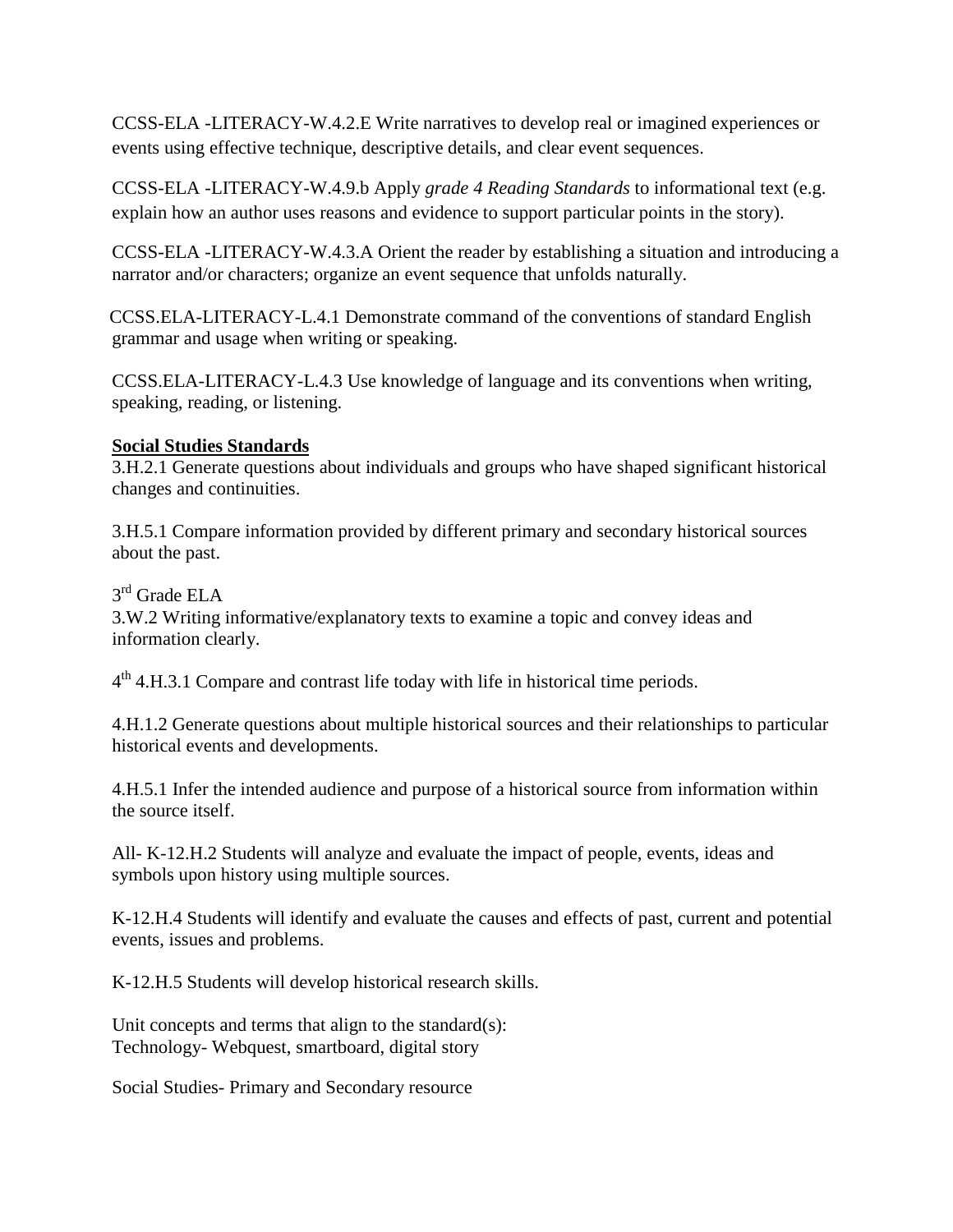CCSS-ELA -LITERACY-W.4.2.E Write narratives to develop real or imagined experiences or events using effective technique, descriptive details, and clear event sequences.

CCSS-ELA -LITERACY-W.4.9.b Apply *grade 4 Reading Standards* to informational text (e.g. explain how an author uses reasons and evidence to support particular points in the story).

CCSS-ELA -LITERACY-W.4.3.A Orient the reader by establishing a situation and introducing a narrator and/or characters; organize an event sequence that unfolds naturally.

CCSS.ELA-LITERACY-L.4.1 Demonstrate command of the conventions of standard English grammar and usage when writing or speaking.

CCSS.ELA-LITERACY-L.4.3 Use knowledge of language and its conventions when writing, speaking, reading, or listening.

**Social Studies Standards**

3.H.2.1 Generate questions about individuals and groups who have shaped significant historical changes and continuities.

3.H.5.1 Compare information provided by different primary and secondary historical sources about the past.

3rd Grade ELA

3.W.2 Writing informative/explanatory texts to examine a topic and convey ideas and information clearly.

4th 4.H.3.1 Compare and contrast life today with life in historical time periods.

4.H.1.2 Generate questions about multiple historical sources and their relationships to particular historical events and developments.

4.H.5.1 Infer the intended audience and purpose of a historical source from information within the source itself.

All- K-12.H.2 Students will analyze and evaluate the impact of people, events, ideas and symbols upon history using multiple sources.

K-12.H.4 Students will identify and evaluate the causes and effects of past, current and potential events, issues and problems.

K-12.H.5 Students will develop historical research skills.

Unit concepts and terms that align to the standard(s):
Technology- Webquest, smartboard, digital story

Social Studies- Primary and Secondary resource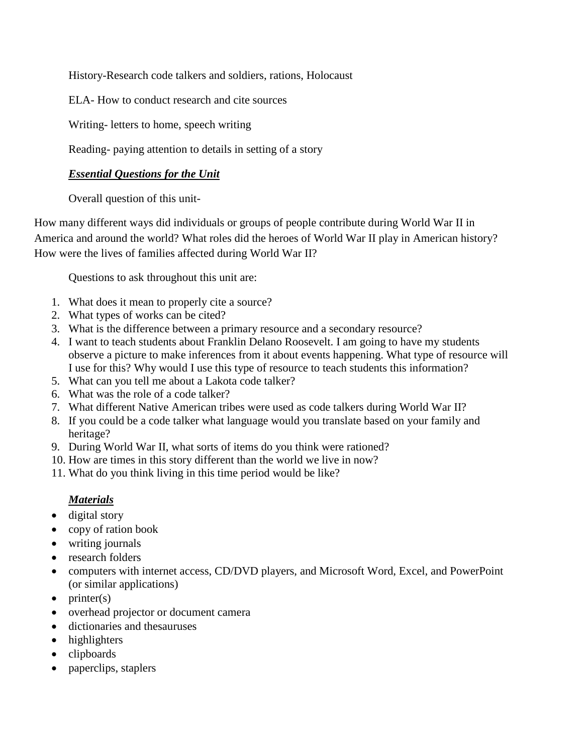History-Research code talkers and soldiers, rations, Holocaust

ELA- How to conduct research and cite sources

Writing- letters to home, speech writing

Reading- paying attention to details in setting of a story

***Essential Questions for the Unit***

Overall question of this unit-

How many different ways did individuals or groups of people contribute during World War II in America and around the world? What roles did the heroes of World War II play in American history? How were the lives of families affected during World War II?

Questions to ask throughout this unit are:

1. What does it mean to properly cite a source?
2. What types of works can be cited?
3. What is the difference between a primary resource and a secondary resource?
4. I want to teach students about Franklin Delano Roosevelt. I am going to have my students observe a picture to make inferences from it about events happening. What type of resource will I use for this? Why would I use this type of resource to teach students this information?
5. What can you tell me about a Lakota code talker?
6. What was the role of a code talker?
7. What different Native American tribes were used as code talkers during World War II?
8. If you could be a code talker what language would you translate based on your family and heritage?
9. During World War II, what sorts of items do you think were rationed?
10. How are times in this story different than the world we live in now?
11. What do you think living in this time period would be like?

***Materials***

- digital story
- copy of ration book
- writing journals
- research folders
- computers with internet access, CD/DVD players, and Microsoft Word, Excel, and PowerPoint (or similar applications)
- printer(s)
- overhead projector or document camera
- dictionaries and thesauruses
- highlighters
- clipboards
- paperclips, staplers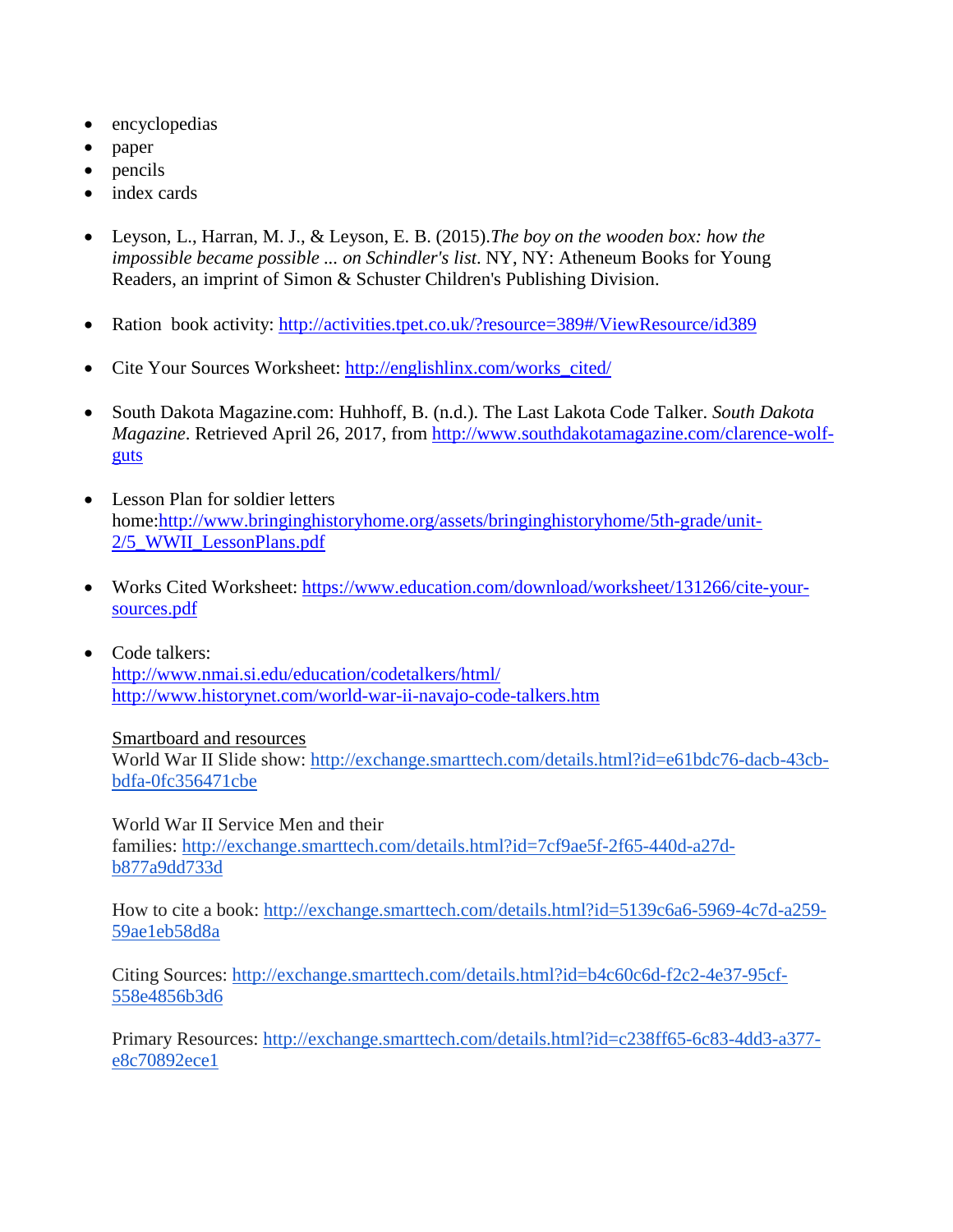- encyclopedias
- paper
- pencils
- index cards

- Leyson, L., Harran, M. J., & Leyson, E. B. (2015).*The boy on the wooden box: how the impossible became possible ... on Schindler's list*. NY, NY: Atheneum Books for Young Readers, an imprint of Simon & Schuster Children's Publishing Division.

- Ration book activity: http://activities.tpet.co.uk/?resource=389#/ViewResource/id389

- Cite Your Sources Worksheet: http://englishlinx.com/works_cited/

- South Dakota Magazine.com: Huhhoff, B. (n.d.). The Last Lakota Code Talker. *South Dakota Magazine*. Retrieved April 26, 2017, from http://www.southdakotamagazine.com/clarence-wolf-guts

- Lesson Plan for soldier letters home:http://www.bringinghistoryhome.org/assets/bringinghistoryhome/5th-grade/unit-2/5_WWII_LessonPlans.pdf

- Works Cited Worksheet: https://www.education.com/download/worksheet/131266/cite-your-sources.pdf

- Code talkers:
  http://www.nmai.si.edu/education/codetalkers/html/
  http://www.historynet.com/world-war-ii-navajo-code-talkers.htm

  Smartboard and resources
  World War II Slide show: http://exchange.smarttech.com/details.html?id=e61bdc76-dacb-43cb-bdfa-0fc356471cbe

  World War II Service Men and their families: http://exchange.smarttech.com/details.html?id=7cf9ae5f-2f65-440d-a27d-b877a9dd733d

  How to cite a book: http://exchange.smarttech.com/details.html?id=5139c6a6-5969-4c7d-a259-59ae1eb58d8a

  Citing Sources: http://exchange.smarttech.com/details.html?id=b4c60c6d-f2c2-4e37-95cf-558e4856b3d6

  Primary Resources: http://exchange.smarttech.com/details.html?id=c238ff65-6c83-4dd3-a377-e8c70892ece1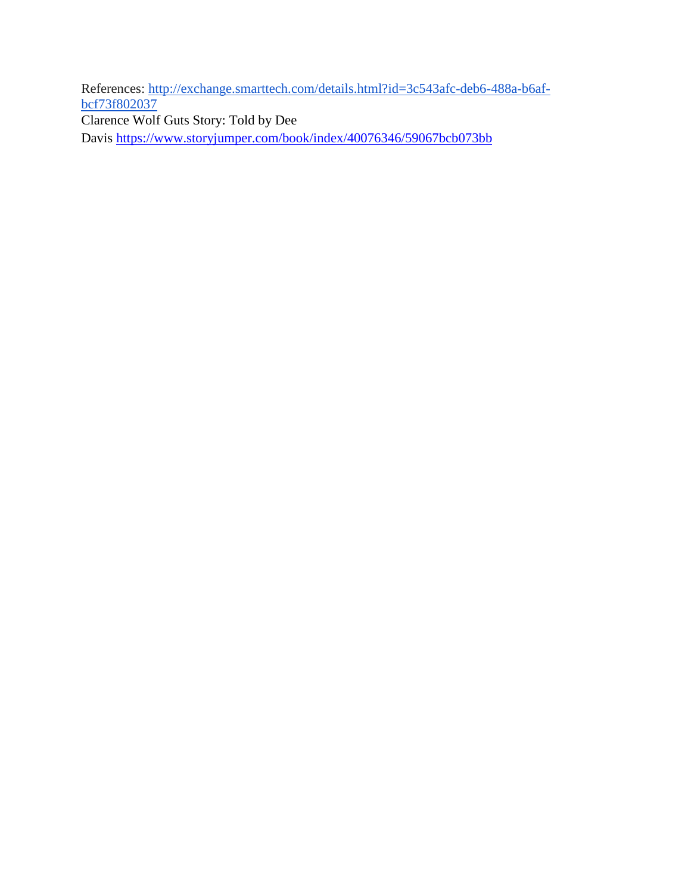References: [http://exchange.smarttech.com/details.html?id=3c543afc-deb6-488a-b6af-bcf73f802037](http://exchange.smarttech.com/details.html?id=3c543afc-deb6-488a-b6af-bcf73f802037)
Clarence Wolf Guts Story: Told by Dee Davis [https://www.storyjumper.com/book/index/40076346/59067bcb073bb](https://www.storyjumper.com/book/index/40076346/59067bcb073bb)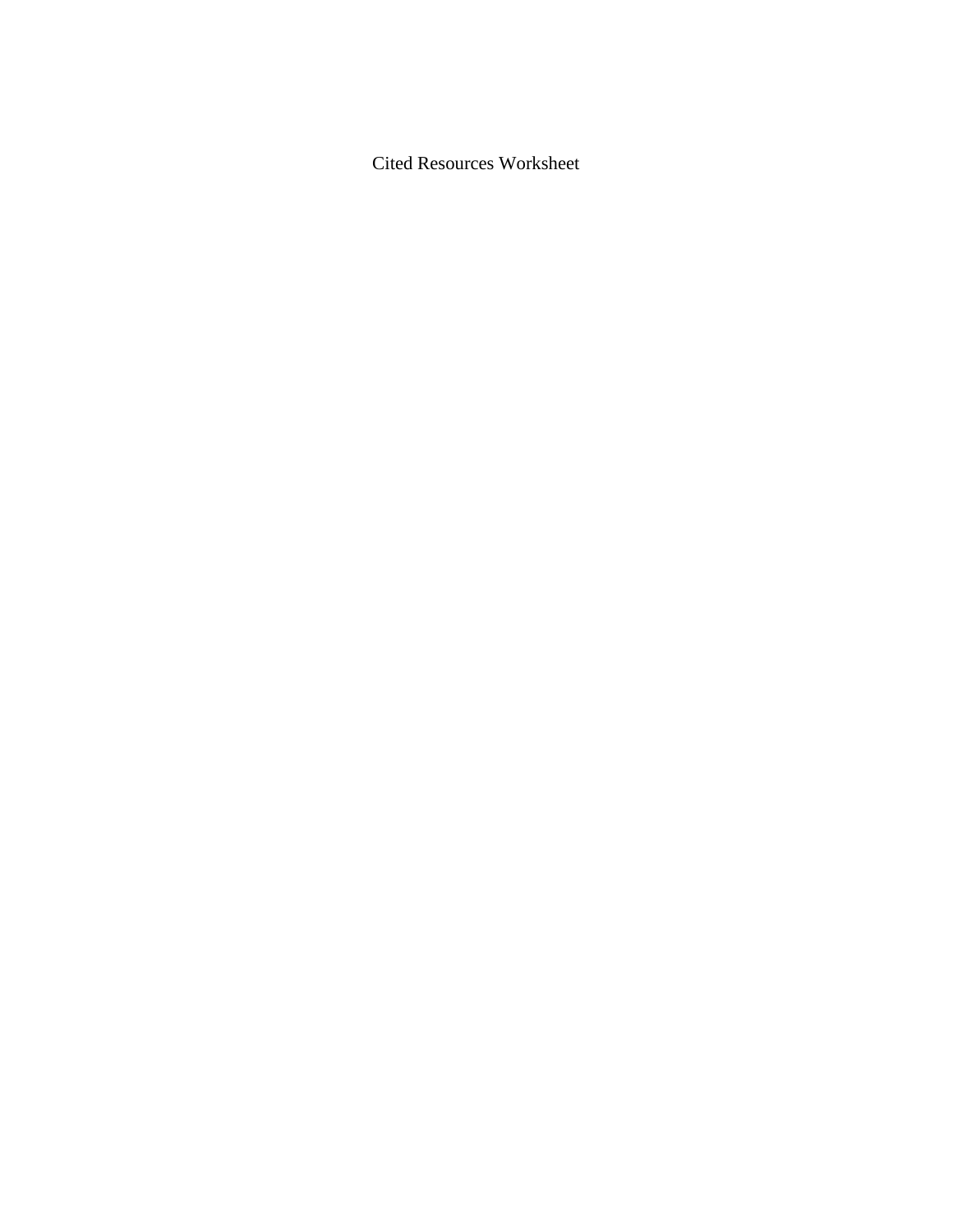# Cited Resources Worksheet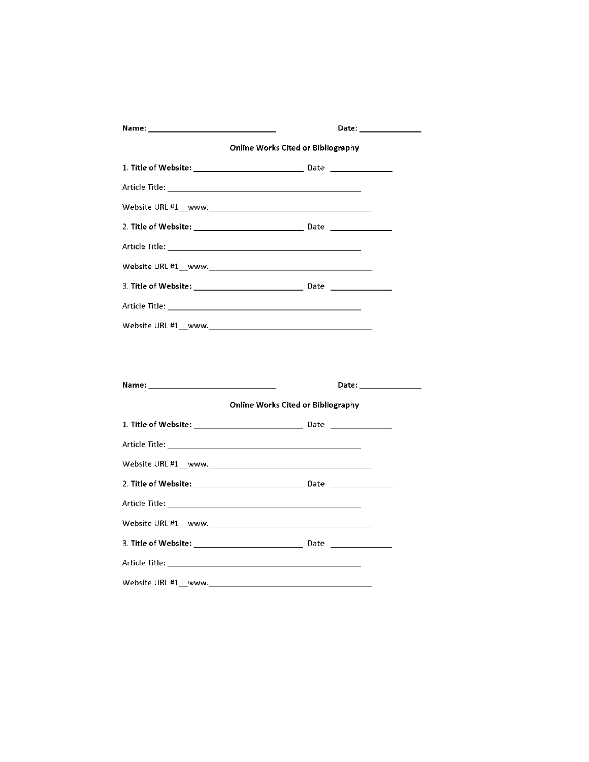**Name:** ____________________________ **Date**: ______________

**Online Works Cited or Bibliography**

1. **Title of Website:** ________________________ Date ______________

Article Title: ____________________________________________

Website URL #1__www.____________________________________

2. **Title of Website:** ________________________ Date ______________

Article Title: ____________________________________________

Website URL #1__www.____________________________________

3. **Title of Website:** ________________________ Date ______________

Article Title: ____________________________________________

Website URL #1__www.____________________________________

**Name:** ____________________________ **Date**: ______________

**Online Works Cited or Bibliography**

1. **Title of Website:** ________________________ Date ______________

Article Title: ____________________________________________

Website URL #1__www.____________________________________

2. **Title of Website:** ________________________ Date ______________

Article Title: ____________________________________________

Website URL #1__www.____________________________________

3. **Title of Website:** ________________________ Date ______________

Article Title: ____________________________________________

Website URL #1__www.____________________________________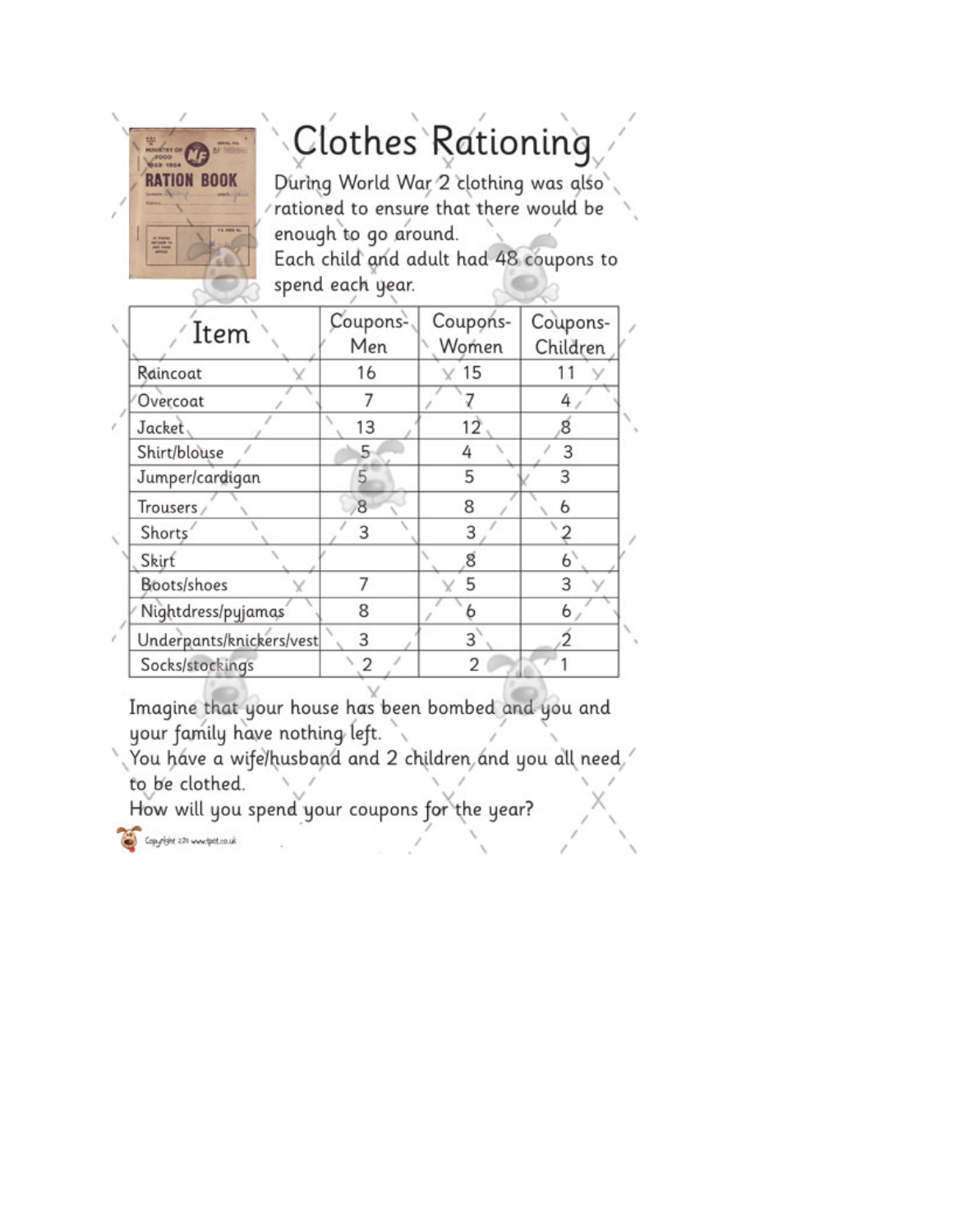# Clothes Rationing

During World War 2 clothing was also rationed to ensure that there would be enough to go around.
Each child and adult had 48 coupons to spend each year.

| Item | Coupons-Men | Coupons-Women | Coupons-Children |
|---|---|---|---|
| Raincoat | 16 | 15 | 11 |
| Overcoat | 7 | 7 | 4 |
| Jacket | 13 | 12 | 8 |
| Shirt/blouse | 5 | 4 | 3 |
| Jumper/cardigan | 5 | 5 | 3 |
| Trousers | 8 | 8 | 6 |
| Shorts | 3 | 3 | 2 |
| Skirt | | 8 | 6 |
| Boots/shoes | 7 | 5 | 3 |
| Nightdress/pyjamas | 8 | 6 | 6 |
| Underpants/knickers/vest | 3 | 3 | 2 |
| Socks/stockings | 2 | 2 | 1 |

Imagine that your house has been bombed and you and your family have nothing left.
You have a wife/husband and 2 children and you all need to be clothed.
How will you spend your coupons for the year?

Copyright 2011 www.tpet.co.uk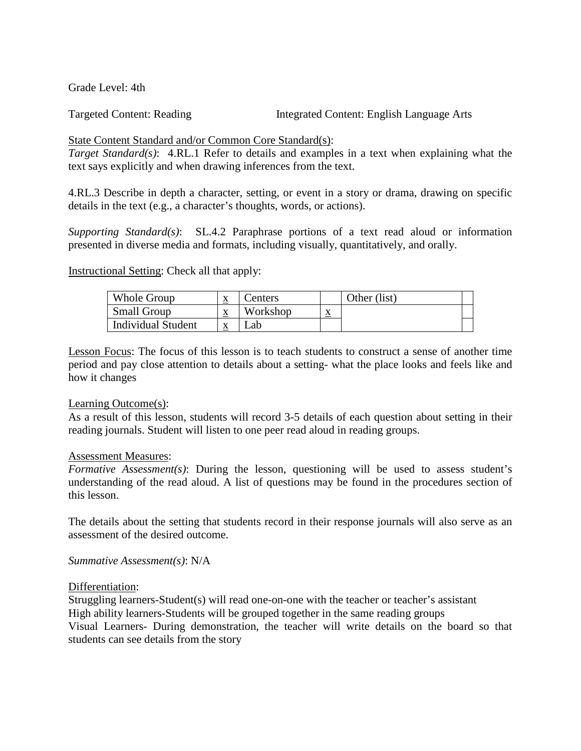Grade Level: 4th

Targeted Content: Reading Integrated Content: English Language Arts

State Content Standard and/or Common Core Standard(s):

*Target Standard(s)*: 4.RL.1 Refer to details and examples in a text when explaining what the text says explicitly and when drawing inferences from the text.

4.RL.3 Describe in depth a character, setting, or event in a story or drama, drawing on specific details in the text (e.g., a character's thoughts, words, or actions).

*Supporting Standard(s)*: SL.4.2 Paraphrase portions of a text read aloud or information presented in diverse media and formats, including visually, quantitatively, and orally.

Instructional Setting: Check all that apply:

| Whole Group | x | Centers | | Other (list) | |
|---|---|---|---|---|---|
| Small Group | x | Workshop | x | | |
| Individual Student | x | Lab | | | |

Lesson Focus: The focus of this lesson is to teach students to construct a sense of another time period and pay close attention to details about a setting- what the place looks and feels like and how it changes

Learning Outcome(s):

As a result of this lesson, students will record 3-5 details of each question about setting in their reading journals. Student will listen to one peer read aloud in reading groups.

Assessment Measures:

*Formative Assessment(s)*: During the lesson, questioning will be used to assess student's understanding of the read aloud. A list of questions may be found in the procedures section of this lesson.

The details about the setting that students record in their response journals will also serve as an assessment of the desired outcome.

*Summative Assessment(s)*: N/A

Differentiation:

Struggling learners-Student(s) will read one-on-one with the teacher or teacher's assistant

High ability learners-Students will be grouped together in the same reading groups

Visual Learners- During demonstration, the teacher will write details on the board so that students can see details from the story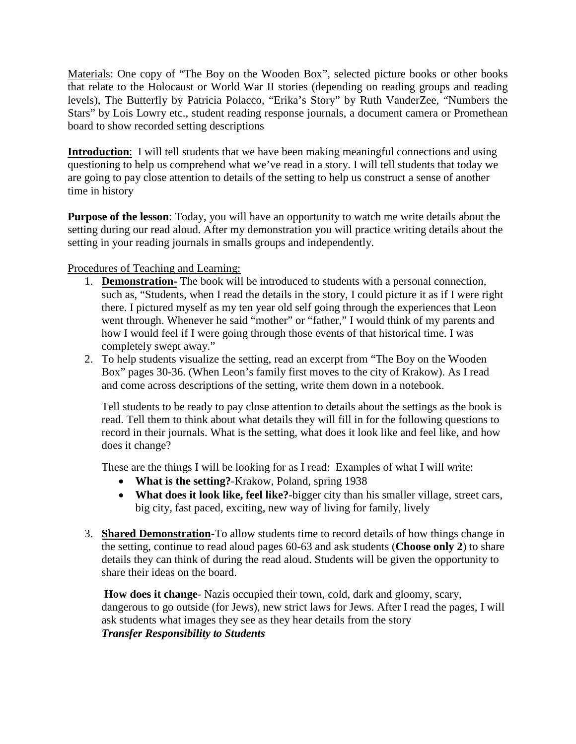Materials: One copy of "The Boy on the Wooden Box", selected picture books or other books that relate to the Holocaust or World War II stories (depending on reading groups and reading levels), The Butterfly by Patricia Polacco, "Erika's Story" by Ruth VanderZee, "Numbers the Stars" by Lois Lowry etc., student reading response journals, a document camera or Promethean board to show recorded setting descriptions

**Introduction**: I will tell students that we have been making meaningful connections and using questioning to help us comprehend what we've read in a story. I will tell students that today we are going to pay close attention to details of the setting to help us construct a sense of another time in history

**Purpose of the lesson**: Today, you will have an opportunity to watch me write details about the setting during our read aloud. After my demonstration you will practice writing details about the setting in your reading journals in smalls groups and independently.

Procedures of Teaching and Learning:

1. **Demonstration-** The book will be introduced to students with a personal connection, such as, "Students, when I read the details in the story, I could picture it as if I were right there. I pictured myself as my ten year old self going through the experiences that Leon went through. Whenever he said "mother" or "father," I would think of my parents and how I would feel if I were going through those events of that historical time. I was completely swept away."
2. To help students visualize the setting, read an excerpt from "The Boy on the Wooden Box" pages 30-36. (When Leon's family first moves to the city of Krakow). As I read and come across descriptions of the setting, write them down in a notebook.

   Tell students to be ready to pay close attention to details about the settings as the book is read. Tell them to think about what details they will fill in for the following questions to record in their journals. What is the setting, what does it look like and feel like, and how does it change?

   These are the things I will be looking for as I read: Examples of what I will write:

   - **What is the setting?**-Krakow, Poland, spring 1938
   - **What does it look like, feel like?**-bigger city than his smaller village, street cars, big city, fast paced, exciting, new way of living for family, lively

3. **Shared Demonstration**-To allow students time to record details of how things change in the setting, continue to read aloud pages 60-63 and ask students (**Choose only 2**) to share details they can think of during the read aloud. Students will be given the opportunity to share their ideas on the board.

   **How does it change**- Nazis occupied their town, cold, dark and gloomy, scary, dangerous to go outside (for Jews), new strict laws for Jews. After I read the pages, I will ask students what images they see as they hear details from the story
   ***Transfer Responsibility to Students***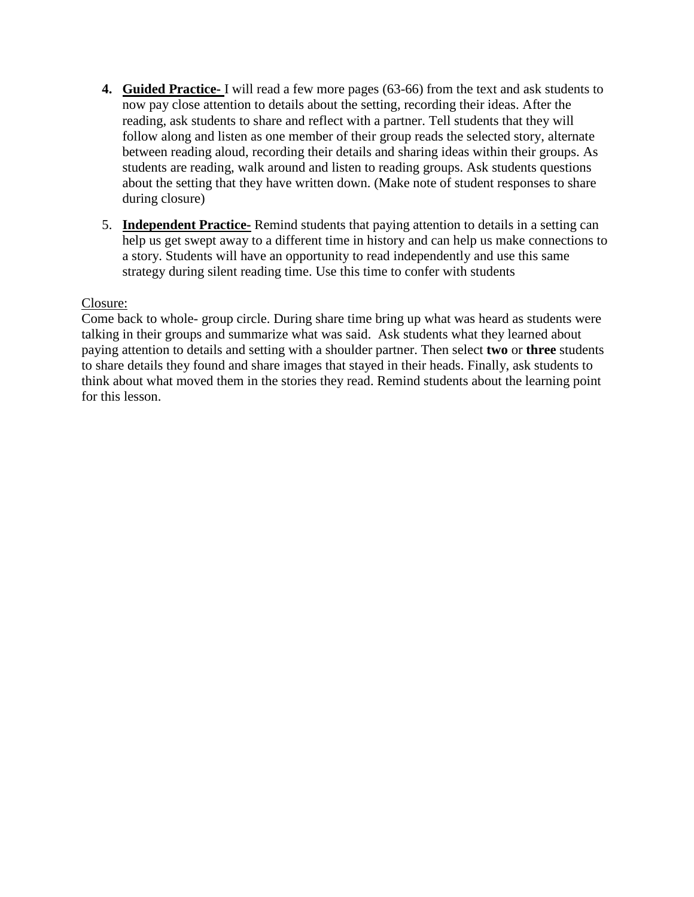4. **Guided Practice-** I will read a few more pages (63-66) from the text and ask students to now pay close attention to details about the setting, recording their ideas. After the reading, ask students to share and reflect with a partner. Tell students that they will follow along and listen as one member of their group reads the selected story, alternate between reading aloud, recording their details and sharing ideas within their groups. As students are reading, walk around and listen to reading groups. Ask students questions about the setting that they have written down. (Make note of student responses to share during closure)

5. **Independent Practice-** Remind students that paying attention to details in a setting can help us get swept away to a different time in history and can help us make connections to a story. Students will have an opportunity to read independently and use this same strategy during silent reading time. Use this time to confer with students

Closure:

Come back to whole- group circle. During share time bring up what was heard as students were talking in their groups and summarize what was said. Ask students what they learned about paying attention to details and setting with a shoulder partner. Then select **two** or **three** students to share details they found and share images that stayed in their heads. Finally, ask students to think about what moved them in the stories they read. Remind students about the learning point for this lesson.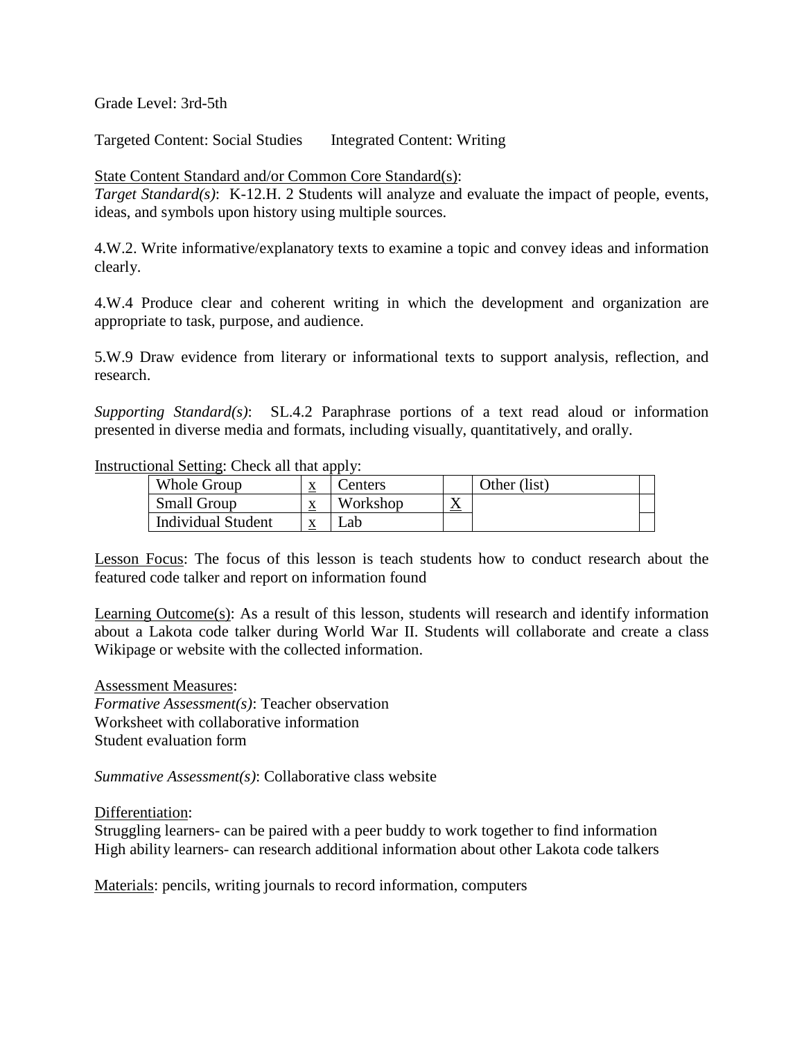Grade Level: 3rd-5th

Targeted Content: Social Studies      Integrated Content: Writing

State Content Standard and/or Common Core Standard(s):

*Target Standard(s)*: K-12.H. 2 Students will analyze and evaluate the impact of people, events, ideas, and symbols upon history using multiple sources.

4.W.2. Write informative/explanatory texts to examine a topic and convey ideas and information clearly.

4.W.4 Produce clear and coherent writing in which the development and organization are appropriate to task, purpose, and audience.

5.W.9 Draw evidence from literary or informational texts to support analysis, reflection, and research.

*Supporting Standard(s)*: SL.4.2 Paraphrase portions of a text read aloud or information presented in diverse media and formats, including visually, quantitatively, and orally.

Instructional Setting: Check all that apply:

| Whole Group | x | Centers | | Other (list) | |
|---|---|---|---|---|---|
| Small Group | x | Workshop | X | | |
| Individual Student | x | Lab | | | |

Lesson Focus: The focus of this lesson is teach students how to conduct research about the featured code talker and report on information found

Learning Outcome(s): As a result of this lesson, students will research and identify information about a Lakota code talker during World War II. Students will collaborate and create a class Wikipage or website with the collected information.

Assessment Measures:
*Formative Assessment(s)*: Teacher observation
Worksheet with collaborative information
Student evaluation form

*Summative Assessment(s)*: Collaborative class website

Differentiation:
Struggling learners- can be paired with a peer buddy to work together to find information
High ability learners- can research additional information about other Lakota code talkers

Materials: pencils, writing journals to record information, computers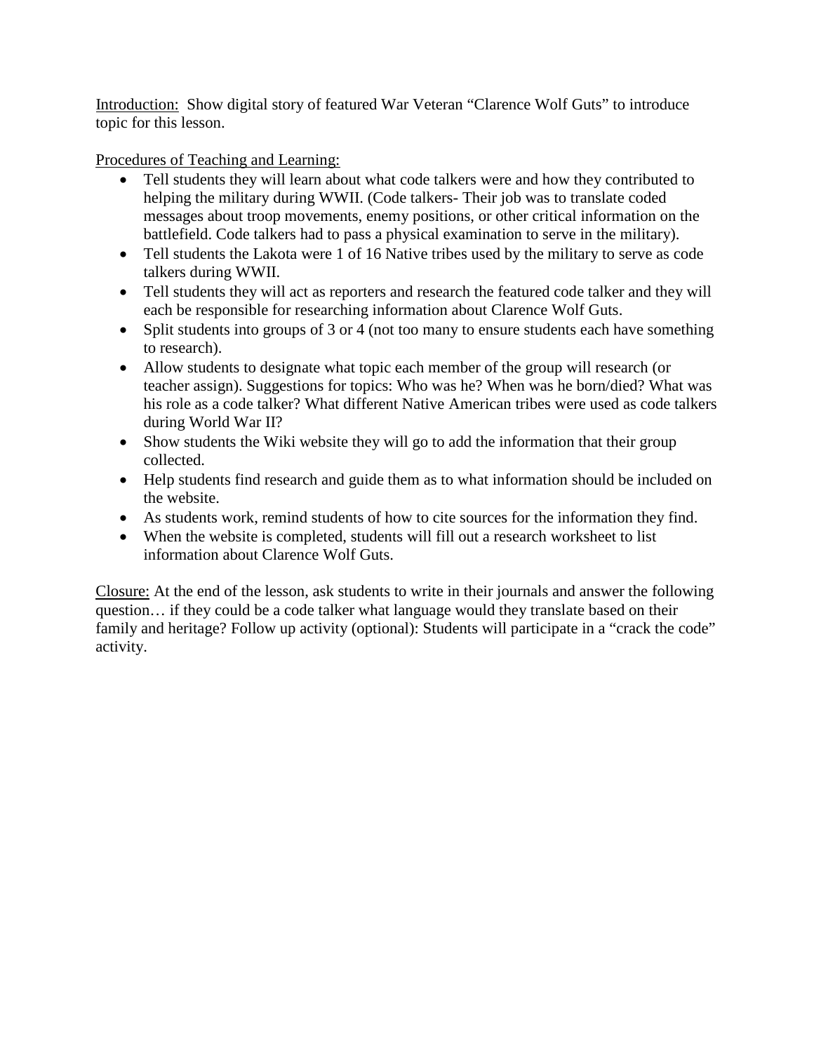Introduction: Show digital story of featured War Veteran "Clarence Wolf Guts" to introduce topic for this lesson.

Procedures of Teaching and Learning:

- Tell students they will learn about what code talkers were and how they contributed to helping the military during WWII. (Code talkers- Their job was to translate coded messages about troop movements, enemy positions, or other critical information on the battlefield. Code talkers had to pass a physical examination to serve in the military).
- Tell students the Lakota were 1 of 16 Native tribes used by the military to serve as code talkers during WWII.
- Tell students they will act as reporters and research the featured code talker and they will each be responsible for researching information about Clarence Wolf Guts.
- Split students into groups of 3 or 4 (not too many to ensure students each have something to research).
- Allow students to designate what topic each member of the group will research (or teacher assign). Suggestions for topics: Who was he? When was he born/died? What was his role as a code talker? What different Native American tribes were used as code talkers during World War II?
- Show students the Wiki website they will go to add the information that their group collected.
- Help students find research and guide them as to what information should be included on the website.
- As students work, remind students of how to cite sources for the information they find.
- When the website is completed, students will fill out a research worksheet to list information about Clarence Wolf Guts.

Closure: At the end of the lesson, ask students to write in their journals and answer the following question… if they could be a code talker what language would they translate based on their family and heritage? Follow up activity (optional): Students will participate in a "crack the code" activity.